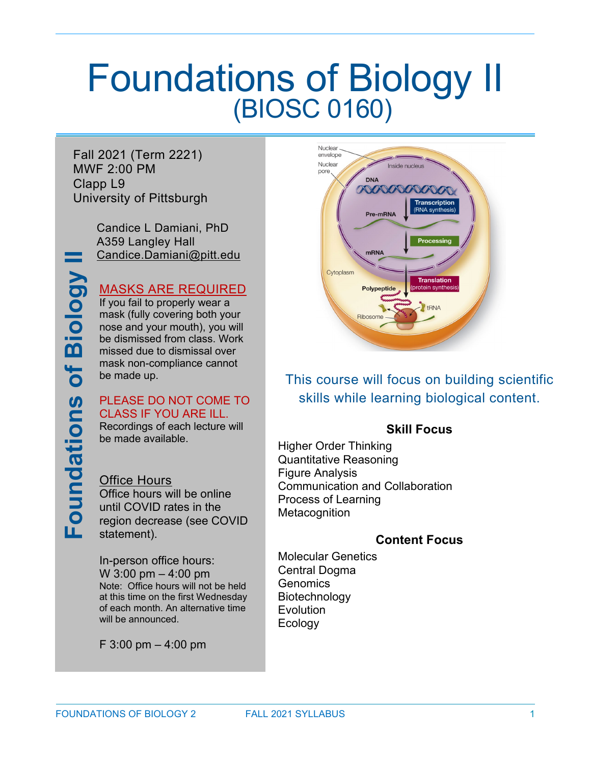# Foundations of Biology II
## (BIOSC 0160)

Fall 2021 (Term 2221)
MWF 2:00 PM
Clapp L9
University of Pittsburgh

Candice L Damiani, PhD
A359 Langley Hall
Candice.Damiani@pitt.edu

**MASKS ARE REQUIRED**

If you fail to properly wear a mask (fully covering both your nose and your mouth), you will be dismissed from class. Work missed due to dismissal over mask non-compliance cannot be made up.

**PLEASE DO NOT COME TO CLASS IF YOU ARE ILL.**

Recordings of each lecture will be made available.

**Office Hours**

Office hours will be online until COVID rates in the region decrease (see COVID statement).

In-person office hours:
W 3:00 pm – 4:00 pm
Note: Office hours will not be held at this time on the first Wednesday of each month. An alternative time will be announced.

F 3:00 pm – 4:00 pm

This course will focus on building scientific skills while learning biological content.

### Skill Focus

Higher Order Thinking
Quantitative Reasoning
Figure Analysis
Communication and Collaboration
Process of Learning
Metacognition

### Content Focus

Molecular Genetics
Central Dogma
Genomics
Biotechnology
Evolution
Ecology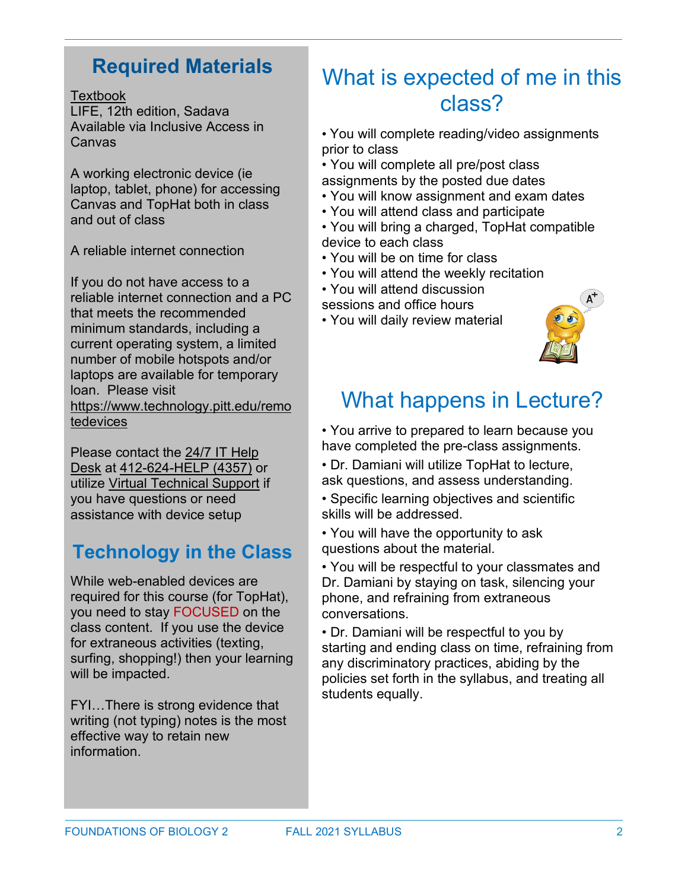## Required Materials

Textbook
LIFE, 12th edition, Sadava
Available via Inclusive Access in Canvas

A working electronic device (ie laptop, tablet, phone) for accessing Canvas and TopHat both in class and out of class

A reliable internet connection

If you do not have access to a reliable internet connection and a PC that meets the recommended minimum standards, including a current operating system, a limited number of mobile hotspots and/or laptops are available for temporary loan. Please visit https://www.technology.pitt.edu/remotedevices

Please contact the 24/7 IT Help Desk at 412-624-HELP (4357) or utilize Virtual Technical Support if you have questions or need assistance with device setup

## Technology in the Class

While web-enabled devices are required for this course (for TopHat), you need to stay FOCUSED on the class content. If you use the device for extraneous activities (texting, surfing, shopping!) then your learning will be impacted.

FYI…There is strong evidence that writing (not typing) notes is the most effective way to retain new information.

## What is expected of me in this class?

- You will complete reading/video assignments prior to class
- You will complete all pre/post class assignments by the posted due dates
- You will know assignment and exam dates
- You will attend class and participate
- You will bring a charged, TopHat compatible device to each class
- You will be on time for class
- You will attend the weekly recitation
- You will attend discussion sessions and office hours
- You will daily review material

## What happens in Lecture?

- You arrive to prepared to learn because you have completed the pre-class assignments.
- Dr. Damiani will utilize TopHat to lecture, ask questions, and assess understanding.
- Specific learning objectives and scientific skills will be addressed.
- You will have the opportunity to ask questions about the material.
- You will be respectful to your classmates and Dr. Damiani by staying on task, silencing your phone, and refraining from extraneous conversations.
- Dr. Damiani will be respectful to you by starting and ending class on time, refraining from any discriminatory practices, abiding by the policies set forth in the syllabus, and treating all students equally.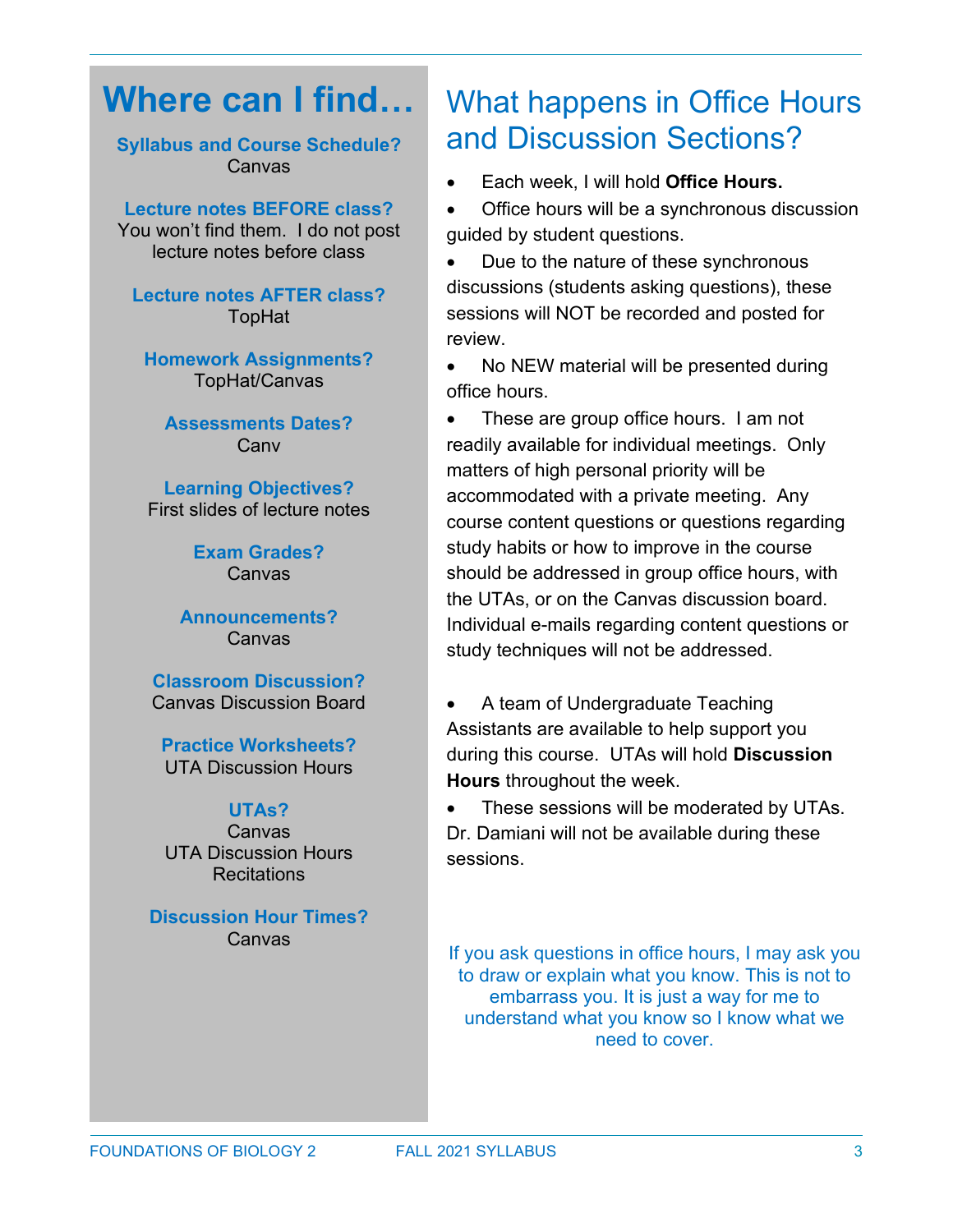# Where can I find…

**Syllabus and Course Schedule?**
Canvas

**Lecture notes BEFORE class?**
You won't find them. I do not post lecture notes before class

**Lecture notes AFTER class?**
TopHat

**Homework Assignments?**
TopHat/Canvas

**Assessments Dates?**
Canv

**Learning Objectives?**
First slides of lecture notes

**Exam Grades?**
Canvas

**Announcements?**
Canvas

**Classroom Discussion?**
Canvas Discussion Board

**Practice Worksheets?**
UTA Discussion Hours

**UTAs?**
Canvas
UTA Discussion Hours
Recitations

**Discussion Hour Times?**
Canvas

# What happens in Office Hours and Discussion Sections?

- Each week, I will hold **Office Hours.**
- Office hours will be a synchronous discussion guided by student questions.
- Due to the nature of these synchronous discussions (students asking questions), these sessions will NOT be recorded and posted for review.
- No NEW material will be presented during office hours.
- These are group office hours. I am not readily available for individual meetings. Only matters of high personal priority will be accommodated with a private meeting. Any course content questions or questions regarding study habits or how to improve in the course should be addressed in group office hours, with the UTAs, or on the Canvas discussion board. Individual e-mails regarding content questions or study techniques will not be addressed.

- A team of Undergraduate Teaching Assistants are available to help support you during this course. UTAs will hold **Discussion Hours** throughout the week.
- These sessions will be moderated by UTAs. Dr. Damiani will not be available during these sessions.

If you ask questions in office hours, I may ask you to draw or explain what you know. This is not to embarrass you. It is just a way for me to understand what you know so I know what we need to cover.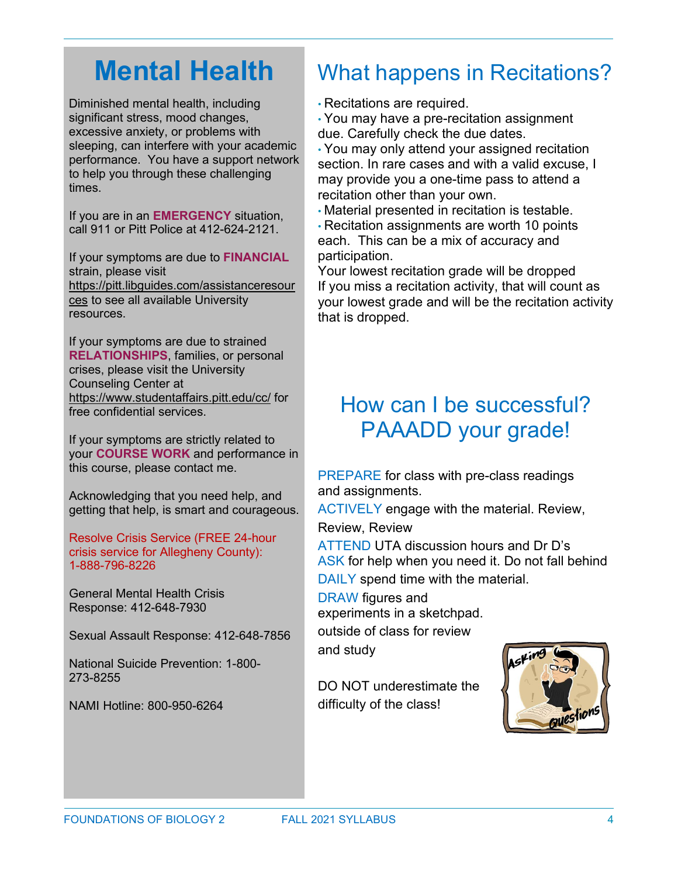# Mental Health

Diminished mental health, including significant stress, mood changes, excessive anxiety, or problems with sleeping, can interfere with your academic performance. You have a support network to help you through these challenging times.

If you are in an **EMERGENCY** situation, call 911 or Pitt Police at 412-624-2121.

If your symptoms are due to **FINANCIAL** strain, please visit https://pitt.libguides.com/assistanceresources to see all available University resources.

If your symptoms are due to strained **RELATIONSHIPS**, families, or personal crises, please visit the University Counseling Center at https://www.studentaffairs.pitt.edu/cc/ for free confidential services.

If your symptoms are strictly related to your **COURSE WORK** and performance in this course, please contact me.

Acknowledging that you need help, and getting that help, is smart and courageous.

Resolve Crisis Service (FREE 24-hour crisis service for Allegheny County): 1-888-796-8226

General Mental Health Crisis Response: 412-648-7930

Sexual Assault Response: 412-648-7856

National Suicide Prevention: 1-800-273-8255

NAMI Hotline: 800-950-6264

## What happens in Recitations?

- Recitations are required.
- You may have a pre-recitation assignment due. Carefully check the due dates.
- You may only attend your assigned recitation section. In rare cases and with a valid excuse, I may provide you a one-time pass to attend a recitation other than your own.
- Material presented in recitation is testable.
- Recitation assignments are worth 10 points each. This can be a mix of accuracy and participation.

Your lowest recitation grade will be dropped
If you miss a recitation activity, that will count as your lowest grade and will be the recitation activity that is dropped.

## How can I be successful? PAAADD your grade!

PREPARE for class with pre-class readings and assignments.
ACTIVELY engage with the material. Review, Review, Review
ATTEND UTA discussion hours and Dr D's
ASK for help when you need it. Do not fall behind
DAILY spend time with the material.
DRAW figures and experiments in a sketchpad. outside of class for review and study

DO NOT underestimate the difficulty of the class!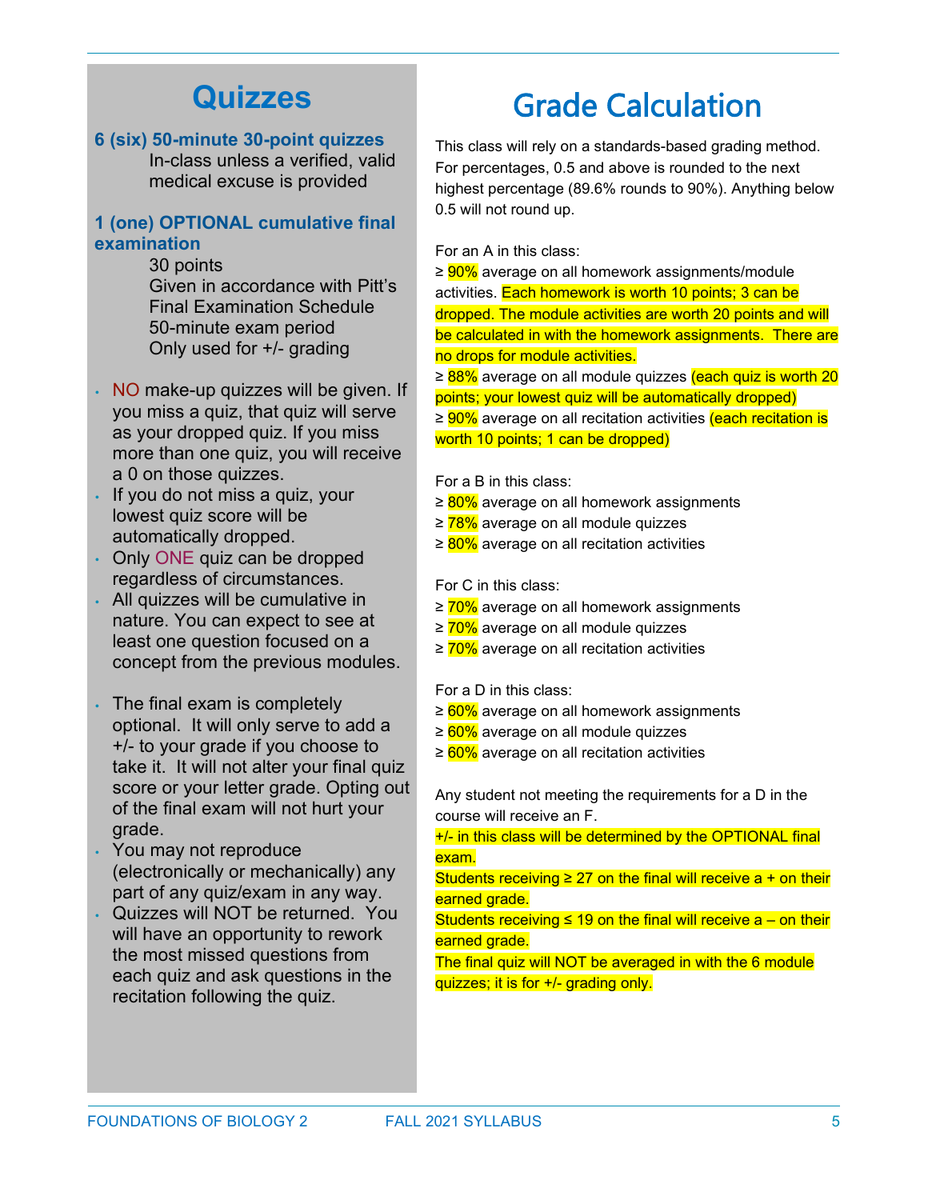# Quizzes

**6 (six) 50-minute 30-point quizzes**

In-class unless a verified, valid medical excuse is provided

**1 (one) OPTIONAL cumulative final examination**

30 points
Given in accordance with Pitt's Final Examination Schedule
50-minute exam period
Only used for +/- grading

- NO make-up quizzes will be given. If you miss a quiz, that quiz will serve as your dropped quiz. If you miss more than one quiz, you will receive a 0 on those quizzes.
- If you do not miss a quiz, your lowest quiz score will be automatically dropped.
- Only ONE quiz can be dropped regardless of circumstances.
- All quizzes will be cumulative in nature. You can expect to see at least one question focused on a concept from the previous modules.

- The final exam is completely optional. It will only serve to add a +/- to your grade if you choose to take it. It will not alter your final quiz score or your letter grade. Opting out of the final exam will not hurt your grade.
- You may not reproduce (electronically or mechanically) any part of any quiz/exam in any way.
- Quizzes will NOT be returned. You will have an opportunity to rework the most missed questions from each quiz and ask questions in the recitation following the quiz.

# Grade Calculation

This class will rely on a standards-based grading method. For percentages, 0.5 and above is rounded to the next highest percentage (89.6% rounds to 90%). Anything below 0.5 will not round up.

For an A in this class:
≥ 90% average on all homework assignments/module activities. Each homework is worth 10 points; 3 can be dropped. The module activities are worth 20 points and will be calculated in with the homework assignments. There are no drops for module activities.
≥ 88% average on all module quizzes (each quiz is worth 20 points; your lowest quiz will be automatically dropped)
≥ 90% average on all recitation activities (each recitation is worth 10 points; 1 can be dropped)

For a B in this class:
≥ 80% average on all homework assignments
≥ 78% average on all module quizzes
≥ 80% average on all recitation activities

For C in this class:
≥ 70% average on all homework assignments
≥ 70% average on all module quizzes
≥ 70% average on all recitation activities

For a D in this class:
≥ 60% average on all homework assignments
≥ 60% average on all module quizzes
≥ 60% average on all recitation activities

Any student not meeting the requirements for a D in the course will receive an F.
+/- in this class will be determined by the OPTIONAL final exam.
Students receiving ≥ 27 on the final will receive a + on their earned grade.
Students receiving ≤ 19 on the final will receive a – on their earned grade.
The final quiz will NOT be averaged in with the 6 module quizzes; it is for +/- grading only.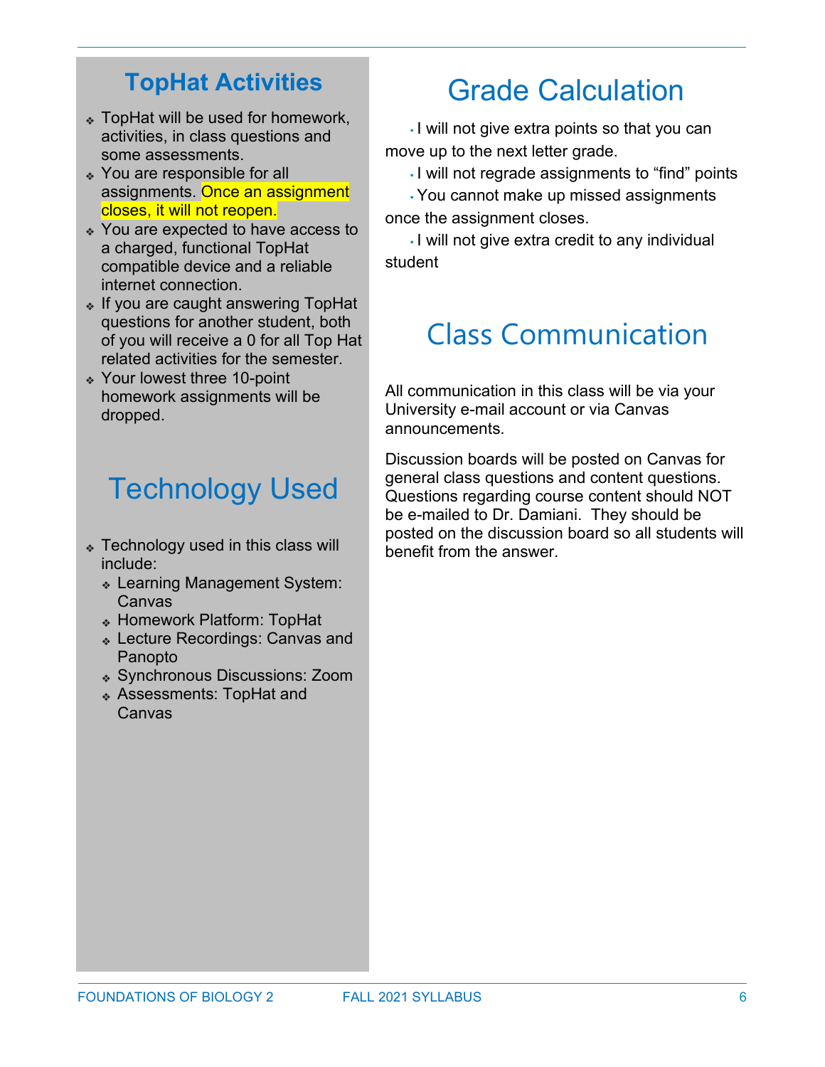## TopHat Activities

- TopHat will be used for homework, activities, in class questions and some assessments.
- You are responsible for all assignments. Once an assignment closes, it will not reopen.
- You are expected to have access to a charged, functional TopHat compatible device and a reliable internet connection.
- If you are caught answering TopHat questions for another student, both of you will receive a 0 for all Top Hat related activities for the semester.
- Your lowest three 10-point homework assignments will be dropped.

## Technology Used

- Technology used in this class will include:
  - Learning Management System: Canvas
  - Homework Platform: TopHat
  - Lecture Recordings: Canvas and Panopto
  - Synchronous Discussions: Zoom
  - Assessments: TopHat and Canvas

## Grade Calculation

- I will not give extra points so that you can move up to the next letter grade.
- I will not regrade assignments to "find" points
- You cannot make up missed assignments once the assignment closes.
- I will not give extra credit to any individual student

## Class Communication

All communication in this class will be via your University e-mail account or via Canvas announcements.

Discussion boards will be posted on Canvas for general class questions and content questions. Questions regarding course content should NOT be e-mailed to Dr. Damiani. They should be posted on the discussion board so all students will benefit from the answer.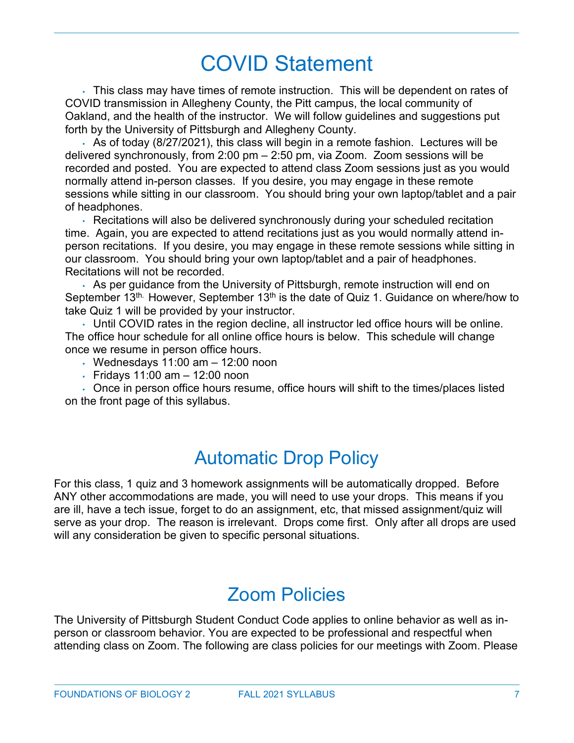# COVID Statement

- This class may have times of remote instruction. This will be dependent on rates of COVID transmission in Allegheny County, the Pitt campus, the local community of Oakland, and the health of the instructor. We will follow guidelines and suggestions put forth by the University of Pittsburgh and Allegheny County.
- As of today (8/27/2021), this class will begin in a remote fashion. Lectures will be delivered synchronously, from 2:00 pm – 2:50 pm, via Zoom. Zoom sessions will be recorded and posted. You are expected to attend class Zoom sessions just as you would normally attend in-person classes. If you desire, you may engage in these remote sessions while sitting in our classroom. You should bring your own laptop/tablet and a pair of headphones.
- Recitations will also be delivered synchronously during your scheduled recitation time. Again, you are expected to attend recitations just as you would normally attend in-person recitations. If you desire, you may engage in these remote sessions while sitting in our classroom. You should bring your own laptop/tablet and a pair of headphones. Recitations will not be recorded.
- As per guidance from the University of Pittsburgh, remote instruction will end on September 13th. However, September 13th is the date of Quiz 1. Guidance on where/how to take Quiz 1 will be provided by your instructor.
- Until COVID rates in the region decline, all instructor led office hours will be online. The office hour schedule for all online office hours is below. This schedule will change once we resume in person office hours.
- Wednesdays 11:00 am – 12:00 noon
- Fridays 11:00 am – 12:00 noon
- Once in person office hours resume, office hours will shift to the times/places listed on the front page of this syllabus.

# Automatic Drop Policy

For this class, 1 quiz and 3 homework assignments will be automatically dropped. Before ANY other accommodations are made, you will need to use your drops. This means if you are ill, have a tech issue, forget to do an assignment, etc, that missed assignment/quiz will serve as your drop. The reason is irrelevant. Drops come first. Only after all drops are used will any consideration be given to specific personal situations.

# Zoom Policies

The University of Pittsburgh Student Conduct Code applies to online behavior as well as in-person or classroom behavior. You are expected to be professional and respectful when attending class on Zoom. The following are class policies for our meetings with Zoom. Please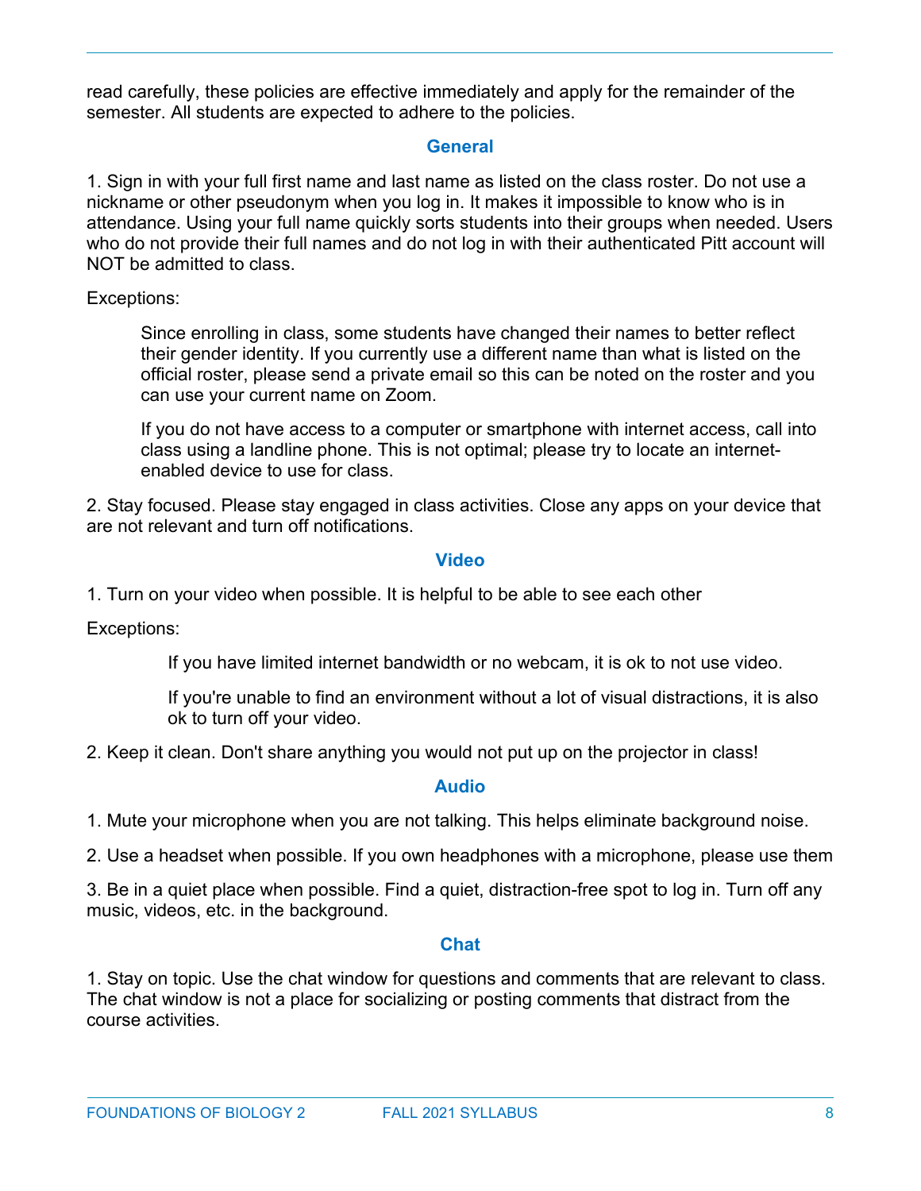read carefully, these policies are effective immediately and apply for the remainder of the semester. All students are expected to adhere to the policies.

### General

1. Sign in with your full first name and last name as listed on the class roster. Do not use a nickname or other pseudonym when you log in. It makes it impossible to know who is in attendance. Using your full name quickly sorts students into their groups when needed. Users who do not provide their full names and do not log in with their authenticated Pitt account will NOT be admitted to class.

Exceptions:

> Since enrolling in class, some students have changed their names to better reflect their gender identity. If you currently use a different name than what is listed on the official roster, please send a private email so this can be noted on the roster and you can use your current name on Zoom.
>
> If you do not have access to a computer or smartphone with internet access, call into class using a landline phone. This is not optimal; please try to locate an internet-enabled device to use for class.

2. Stay focused. Please stay engaged in class activities. Close any apps on your device that are not relevant and turn off notifications.

### Video

1. Turn on your video when possible. It is helpful to be able to see each other

Exceptions:

> If you have limited internet bandwidth or no webcam, it is ok to not use video.
>
> If you're unable to find an environment without a lot of visual distractions, it is also ok to turn off your video.

2. Keep it clean. Don't share anything you would not put up on the projector in class!

### Audio

1. Mute your microphone when you are not talking. This helps eliminate background noise.

2. Use a headset when possible. If you own headphones with a microphone, please use them

3. Be in a quiet place when possible. Find a quiet, distraction-free spot to log in. Turn off any music, videos, etc. in the background.

### Chat

1. Stay on topic. Use the chat window for questions and comments that are relevant to class. The chat window is not a place for socializing or posting comments that distract from the course activities.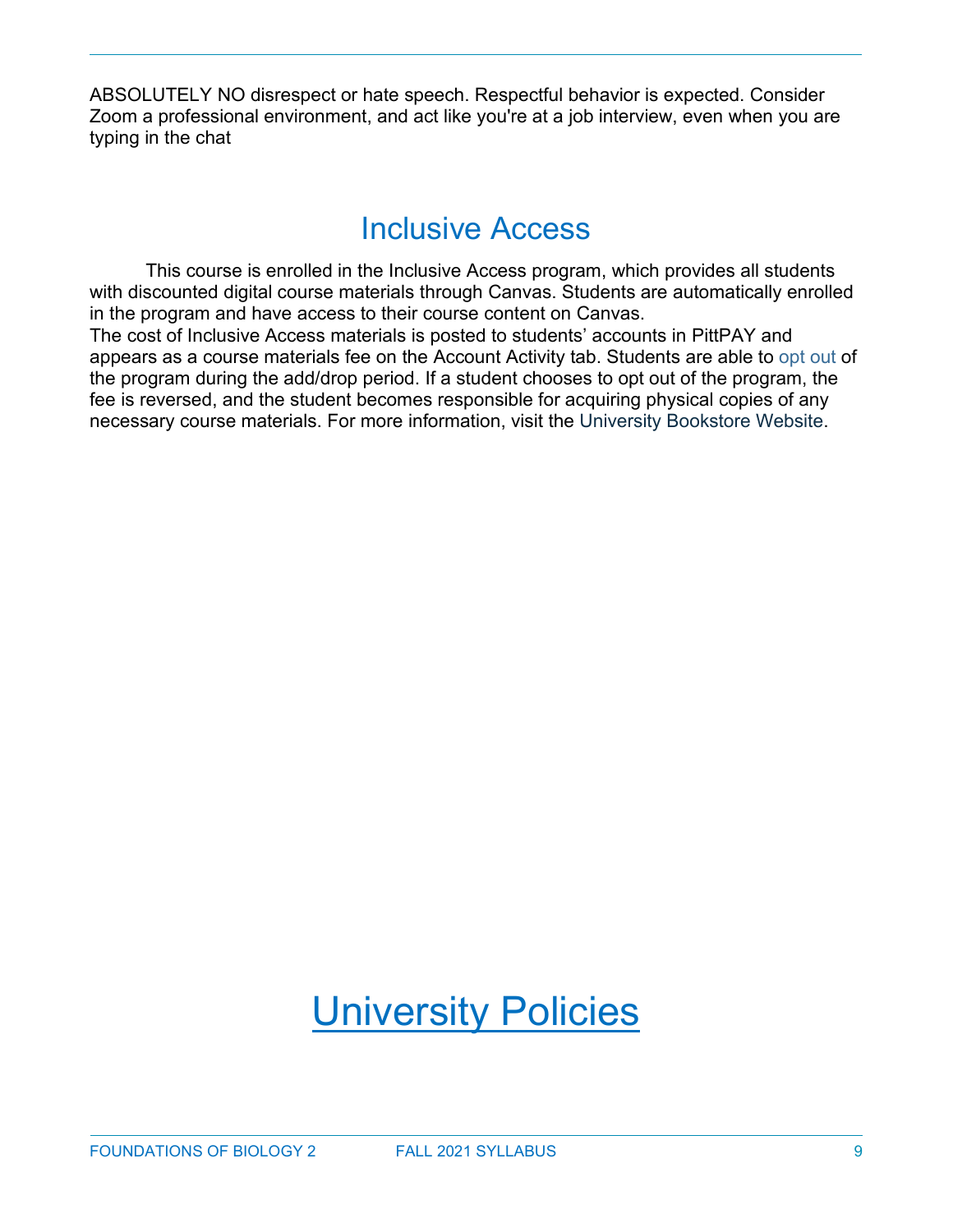ABSOLUTELY NO disrespect or hate speech. Respectful behavior is expected. Consider Zoom a professional environment, and act like you're at a job interview, even when you are typing in the chat

## Inclusive Access

This course is enrolled in the Inclusive Access program, which provides all students with discounted digital course materials through Canvas. Students are automatically enrolled in the program and have access to their course content on Canvas.
The cost of Inclusive Access materials is posted to students' accounts in PittPAY and appears as a course materials fee on the Account Activity tab. Students are able to opt out of the program during the add/drop period. If a student chooses to opt out of the program, the fee is reversed, and the student becomes responsible for acquiring physical copies of any necessary course materials. For more information, visit the University Bookstore Website.

# University Policies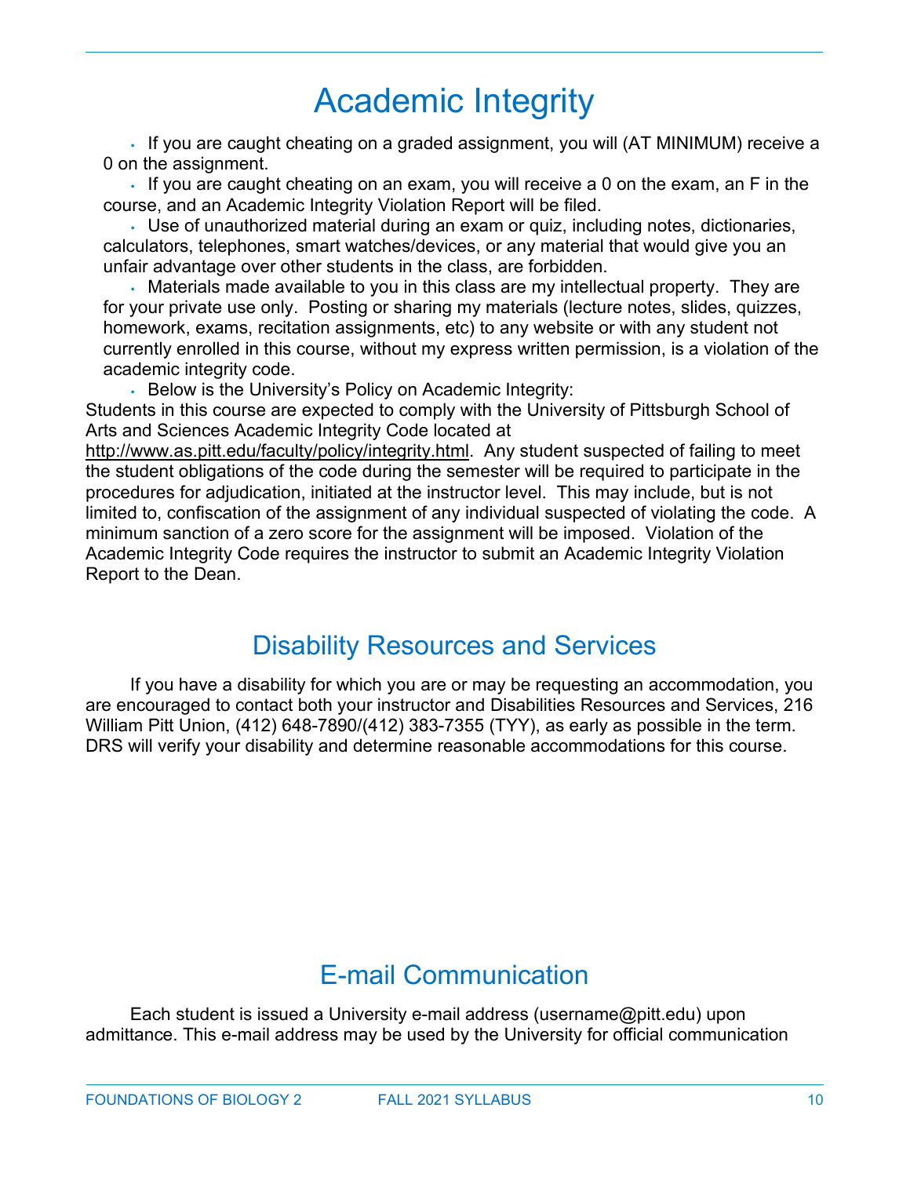# Academic Integrity

- If you are caught cheating on a graded assignment, you will (AT MINIMUM) receive a 0 on the assignment.
- If you are caught cheating on an exam, you will receive a 0 on the exam, an F in the course, and an Academic Integrity Violation Report will be filed.
- Use of unauthorized material during an exam or quiz, including notes, dictionaries, calculators, telephones, smart watches/devices, or any material that would give you an unfair advantage over other students in the class, are forbidden.
- Materials made available to you in this class are my intellectual property. They are for your private use only. Posting or sharing my materials (lecture notes, slides, quizzes, homework, exams, recitation assignments, etc) to any website or with any student not currently enrolled in this course, without my express written permission, is a violation of the academic integrity code.
- Below is the University's Policy on Academic Integrity:

Students in this course are expected to comply with the University of Pittsburgh School of Arts and Sciences Academic Integrity Code located at http://www.as.pitt.edu/faculty/policy/integrity.html. Any student suspected of failing to meet the student obligations of the code during the semester will be required to participate in the procedures for adjudication, initiated at the instructor level. This may include, but is not limited to, confiscation of the assignment of any individual suspected of violating the code. A minimum sanction of a zero score for the assignment will be imposed. Violation of the Academic Integrity Code requires the instructor to submit an Academic Integrity Violation Report to the Dean.

## Disability Resources and Services

If you have a disability for which you are or may be requesting an accommodation, you are encouraged to contact both your instructor and Disabilities Resources and Services, 216 William Pitt Union, (412) 648-7890/(412) 383-7355 (TYY), as early as possible in the term. DRS will verify your disability and determine reasonable accommodations for this course.

## E-mail Communication

Each student is issued a University e-mail address (username@pitt.edu) upon admittance. This e-mail address may be used by the University for official communication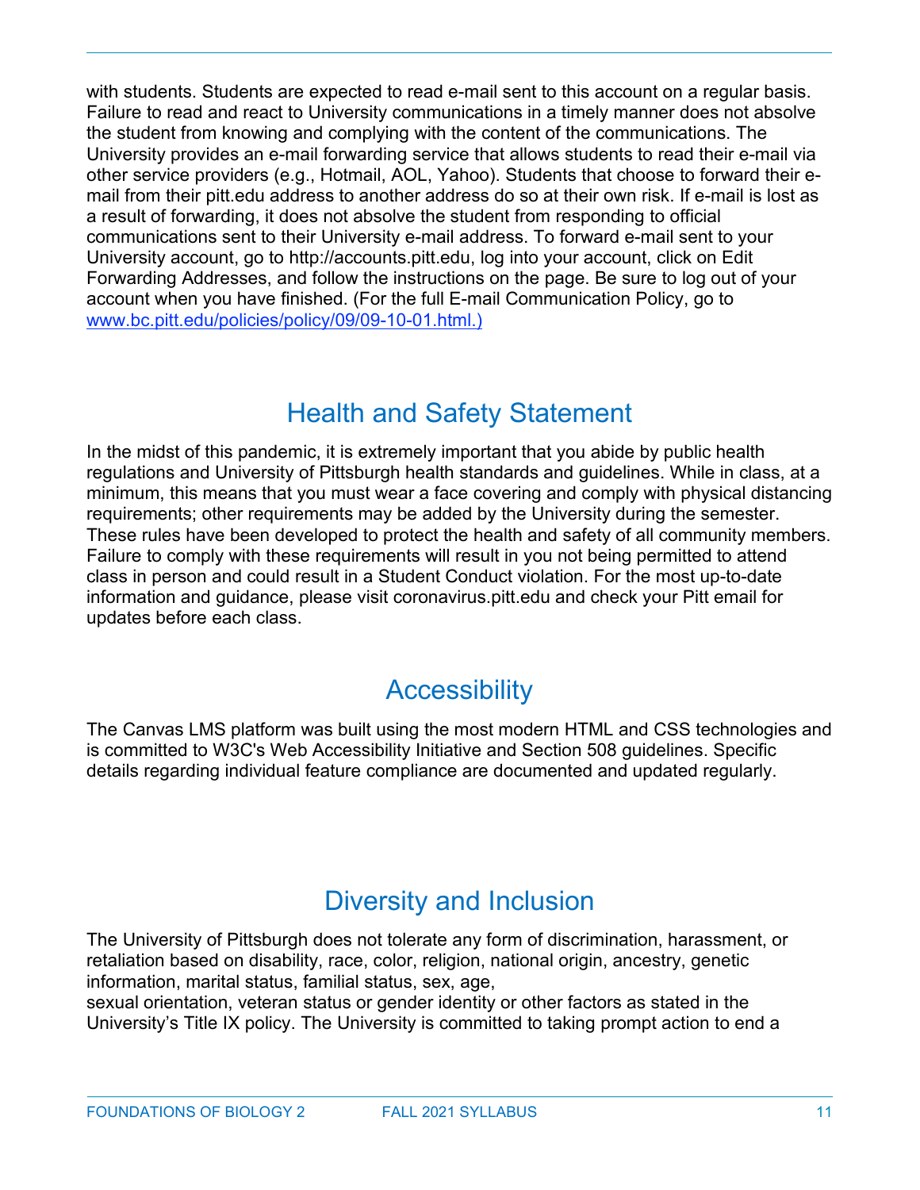with students. Students are expected to read e-mail sent to this account on a regular basis. Failure to read and react to University communications in a timely manner does not absolve the student from knowing and complying with the content of the communications. The University provides an e-mail forwarding service that allows students to read their e-mail via other service providers (e.g., Hotmail, AOL, Yahoo). Students that choose to forward their e-mail from their pitt.edu address to another address do so at their own risk. If e-mail is lost as a result of forwarding, it does not absolve the student from responding to official communications sent to their University e-mail address. To forward e-mail sent to your University account, go to http://accounts.pitt.edu, log into your account, click on Edit Forwarding Addresses, and follow the instructions on the page. Be sure to log out of your account when you have finished. (For the full E-mail Communication Policy, go to [www.bc.pitt.edu/policies/policy/09/09-10-01.html.)](www.bc.pitt.edu/policies/policy/09/09-10-01.html)

## Health and Safety Statement

In the midst of this pandemic, it is extremely important that you abide by public health regulations and University of Pittsburgh health standards and guidelines. While in class, at a minimum, this means that you must wear a face covering and comply with physical distancing requirements; other requirements may be added by the University during the semester. These rules have been developed to protect the health and safety of all community members. Failure to comply with these requirements will result in you not being permitted to attend class in person and could result in a Student Conduct violation. For the most up-to-date information and guidance, please visit coronavirus.pitt.edu and check your Pitt email for updates before each class.

## Accessibility

The Canvas LMS platform was built using the most modern HTML and CSS technologies and is committed to W3C's Web Accessibility Initiative and Section 508 guidelines. Specific details regarding individual feature compliance are documented and updated regularly.

## Diversity and Inclusion

The University of Pittsburgh does not tolerate any form of discrimination, harassment, or retaliation based on disability, race, color, religion, national origin, ancestry, genetic information, marital status, familial status, sex, age,
sexual orientation, veteran status or gender identity or other factors as stated in the University's Title IX policy. The University is committed to taking prompt action to end a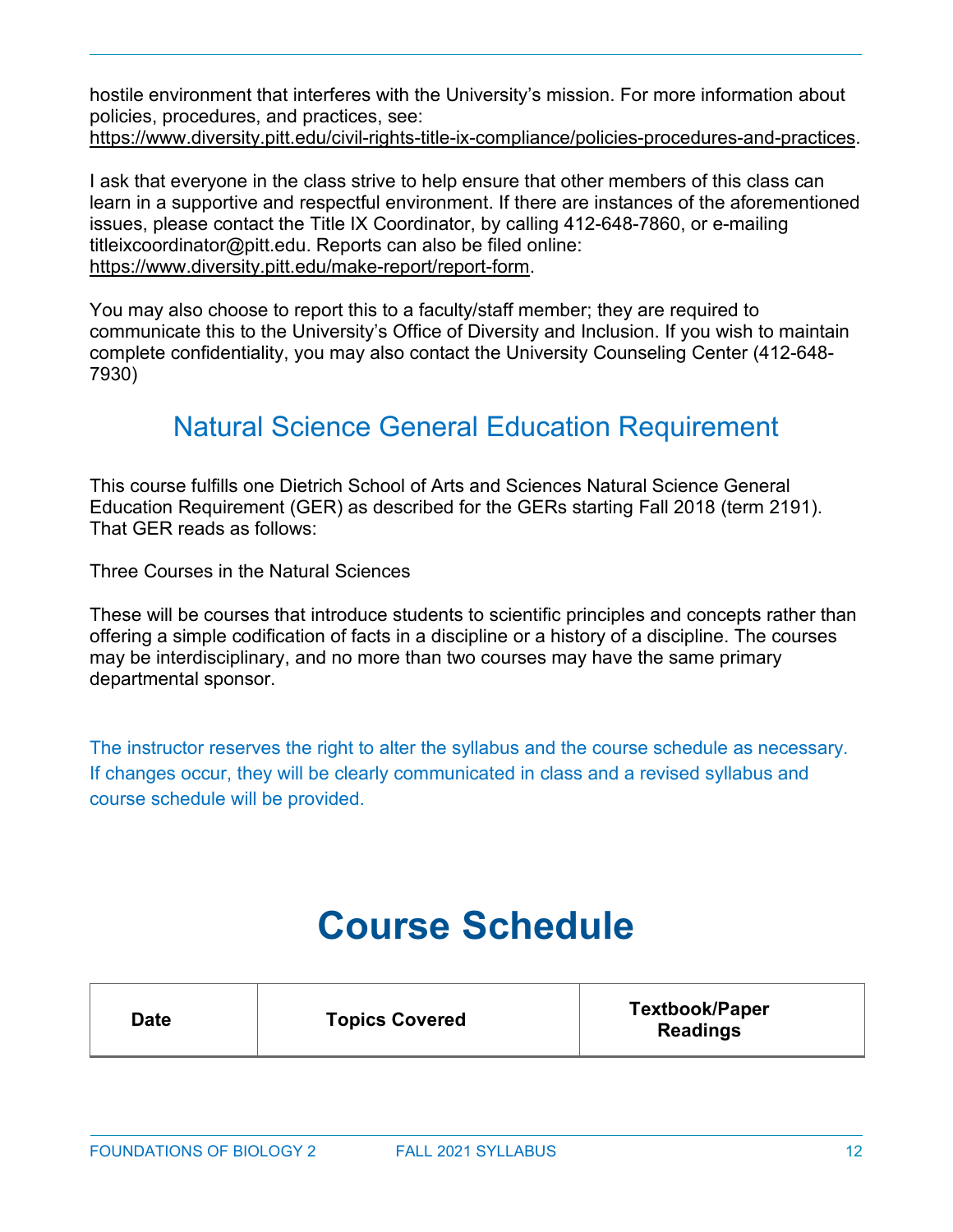hostile environment that interferes with the University's mission. For more information about policies, procedures, and practices, see: https://www.diversity.pitt.edu/civil-rights-title-ix-compliance/policies-procedures-and-practices.

I ask that everyone in the class strive to help ensure that other members of this class can learn in a supportive and respectful environment. If there are instances of the aforementioned issues, please contact the Title IX Coordinator, by calling 412-648-7860, or e-mailing titleixcoordinator@pitt.edu. Reports can also be filed online: https://www.diversity.pitt.edu/make-report/report-form.

You may also choose to report this to a faculty/staff member; they are required to communicate this to the University's Office of Diversity and Inclusion. If you wish to maintain complete confidentiality, you may also contact the University Counseling Center (412-648-7930)

## Natural Science General Education Requirement

This course fulfills one Dietrich School of Arts and Sciences Natural Science General Education Requirement (GER) as described for the GERs starting Fall 2018 (term 2191). That GER reads as follows:

Three Courses in the Natural Sciences

These will be courses that introduce students to scientific principles and concepts rather than offering a simple codification of facts in a discipline or a history of a discipline. The courses may be interdisciplinary, and no more than two courses may have the same primary departmental sponsor.

The instructor reserves the right to alter the syllabus and the course schedule as necessary. If changes occur, they will be clearly communicated in class and a revised syllabus and course schedule will be provided.

# Course Schedule

| Date | Topics Covered | Textbook/Paper Readings |
| --- | --- | --- |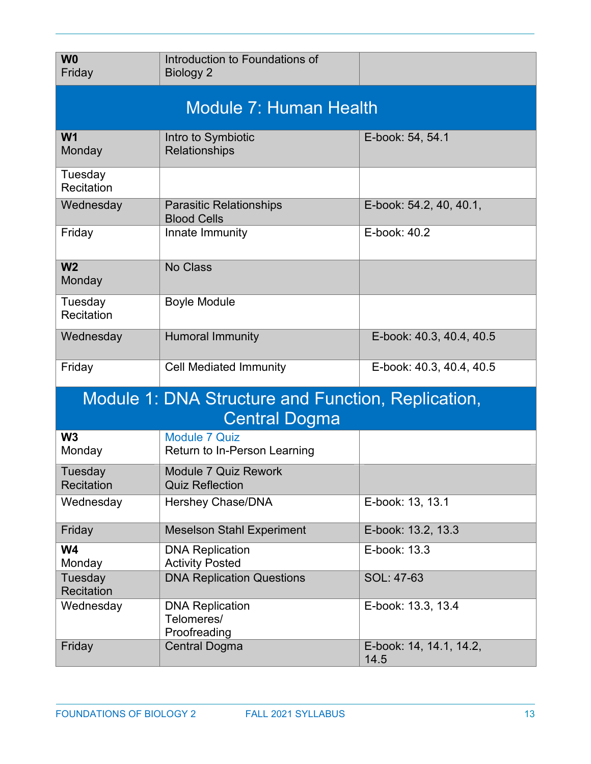| | | |
|---|---|---|
| **W0** Friday | Introduction to Foundations of Biology 2 | |
| **Module 7: Human Health** | | |
| **W1** Monday | Intro to Symbiotic Relationships | E-book: 54, 54.1 |
| Tuesday Recitation | | |
| Wednesday | Parasitic Relationships Blood Cells | E-book: 54.2, 40, 40.1, |
| Friday | Innate Immunity | E-book: 40.2 |
| **W2** Monday | No Class | |
| Tuesday Recitation | Boyle Module | |
| Wednesday | Humoral Immunity | E-book: 40.3, 40.4, 40.5 |
| Friday | Cell Mediated Immunity | E-book: 40.3, 40.4, 40.5 |
| **Module 1: DNA Structure and Function, Replication, Central Dogma** | | |
| **W3** Monday | Module 7 Quiz<br>Return to In-Person Learning | |
| Tuesday Recitation | Module 7 Quiz Rework<br>Quiz Reflection | |
| Wednesday | Hershey Chase/DNA | E-book: 13, 13.1 |
| Friday | Meselson Stahl Experiment | E-book: 13.2, 13.3 |
| **W4** Monday | DNA Replication<br>Activity Posted | E-book: 13.3 |
| Tuesday Recitation | DNA Replication Questions | SOL: 47-63 |
| Wednesday | DNA Replication<br>Telomeres/<br>Proofreading | E-book: 13.3, 13.4 |
| Friday | Central Dogma | E-book: 14, 14.1, 14.2, 14.5 |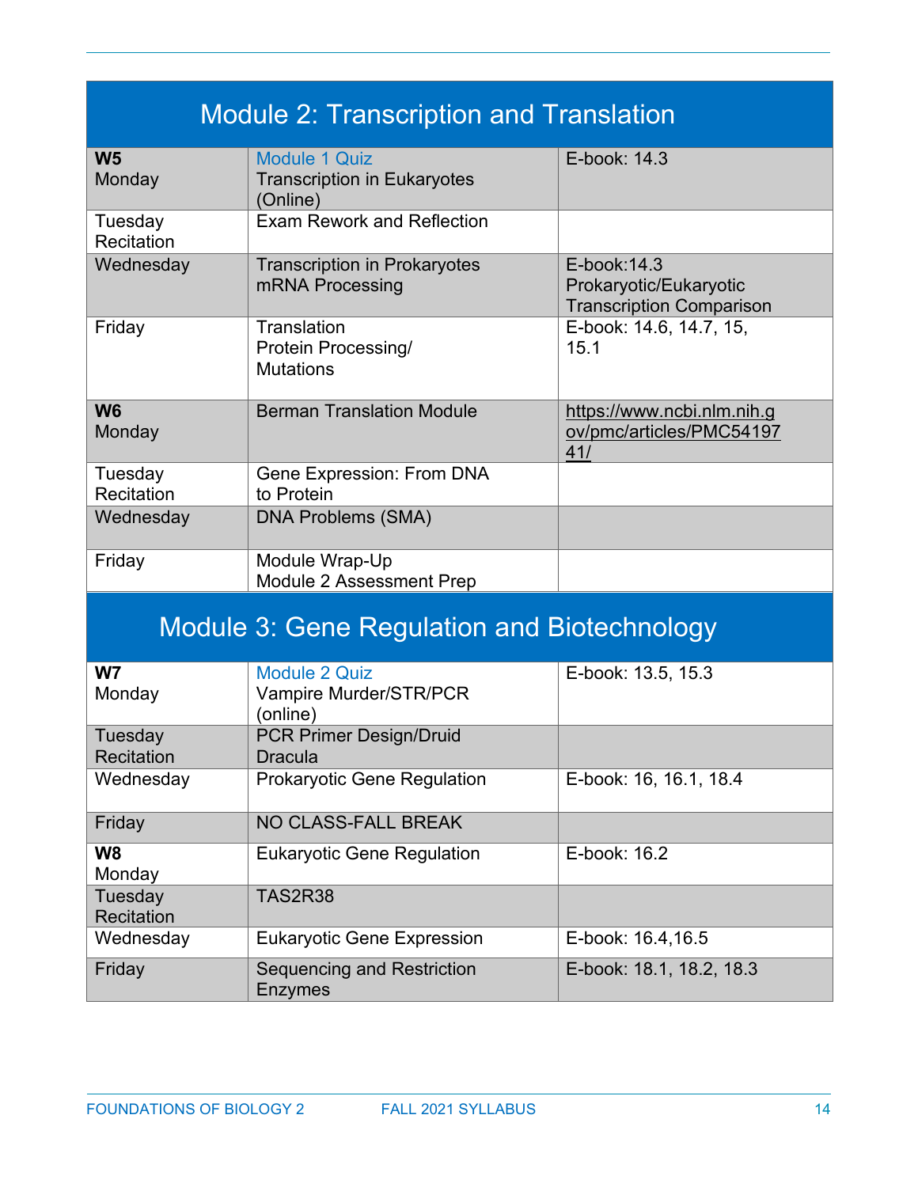## Module 2: Transcription and Translation

| | | |
|---|---|---|
| **W5** Monday | Module 1 Quiz Transcription in Eukaryotes (Online) | E-book: 14.3 |
| Tuesday Recitation | Exam Rework and Reflection | |
| Wednesday | Transcription in Prokaryotes mRNA Processing | E-book:14.3 Prokaryotic/Eukaryotic Transcription Comparison |
| Friday | Translation Protein Processing/ Mutations | E-book: 14.6, 14.7, 15, 15.1 |
| **W6** Monday | Berman Translation Module | https://www.ncbi.nlm.nih.gov/pmc/articles/PMC5419741/ |
| Tuesday Recitation | Gene Expression: From DNA to Protein | |
| Wednesday | DNA Problems (SMA) | |
| Friday | Module Wrap-Up Module 2 Assessment Prep | |

## Module 3: Gene Regulation and Biotechnology

| | | |
|---|---|---|
| **W7** Monday | Module 2 Quiz Vampire Murder/STR/PCR (online) | E-book: 13.5, 15.3 |
| Tuesday Recitation | PCR Primer Design/Druid Dracula | |
| Wednesday | Prokaryotic Gene Regulation | E-book: 16, 16.1, 18.4 |
| Friday | NO CLASS-FALL BREAK | |
| **W8** Monday | Eukaryotic Gene Regulation | E-book: 16.2 |
| Tuesday Recitation | TAS2R38 | |
| Wednesday | Eukaryotic Gene Expression | E-book: 16.4,16.5 |
| Friday | Sequencing and Restriction Enzymes | E-book: 18.1, 18.2, 18.3 |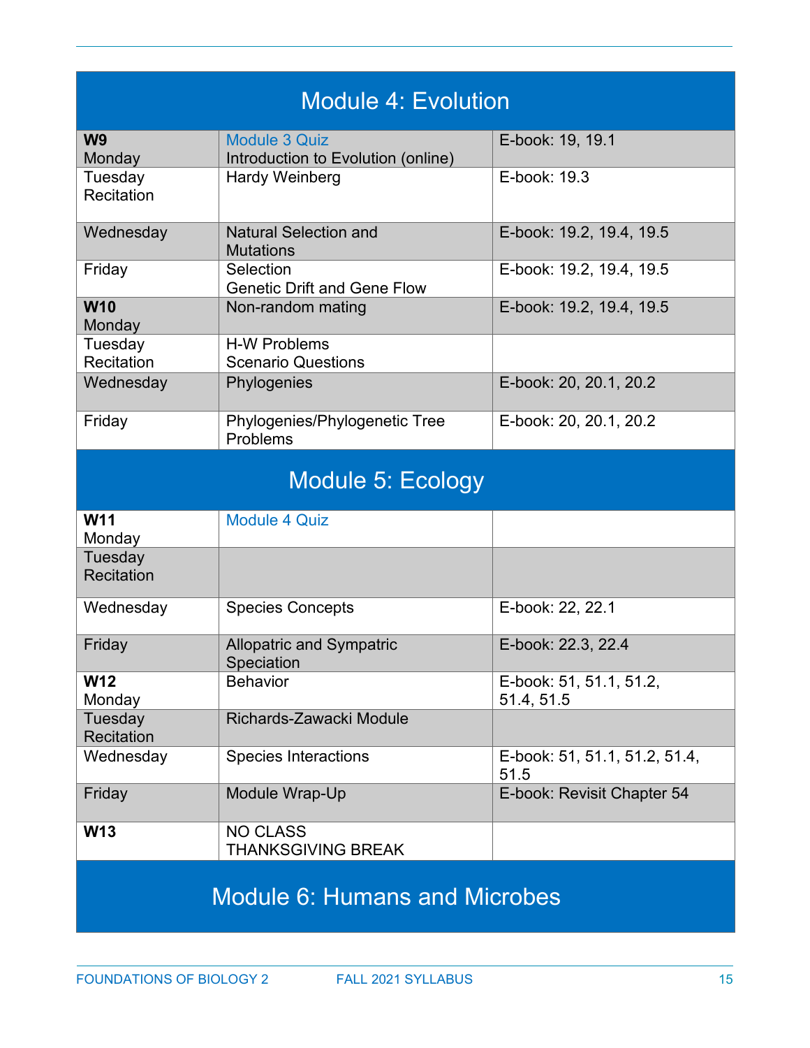## Module 4: Evolution

| | | |
|---|---|---|
| **W9** Monday | Module 3 Quiz<br>Introduction to Evolution (online) | E-book: 19, 19.1 |
| Tuesday Recitation | Hardy Weinberg | E-book: 19.3 |
| Wednesday | Natural Selection and Mutations | E-book: 19.2, 19.4, 19.5 |
| Friday | Selection<br>Genetic Drift and Gene Flow | E-book: 19.2, 19.4, 19.5 |
| **W10** Monday | Non-random mating | E-book: 19.2, 19.4, 19.5 |
| Tuesday Recitation | H-W Problems<br>Scenario Questions | |
| Wednesday | Phylogenies | E-book: 20, 20.1, 20.2 |
| Friday | Phylogenies/Phylogenetic Tree Problems | E-book: 20, 20.1, 20.2 |

## Module 5: Ecology

| | | |
|---|---|---|
| **W11** Monday | Module 4 Quiz | |
| Tuesday Recitation | | |
| Wednesday | Species Concepts | E-book: 22, 22.1 |
| Friday | Allopatric and Sympatric Speciation | E-book: 22.3, 22.4 |
| **W12** Monday | Behavior | E-book: 51, 51.1, 51.2, 51.4, 51.5 |
| Tuesday Recitation | Richards-Zawacki Module | |
| Wednesday | Species Interactions | E-book: 51, 51.1, 51.2, 51.4, 51.5 |
| Friday | Module Wrap-Up | E-book: Revisit Chapter 54 |
| **W13** | NO CLASS<br>THANKSGIVING BREAK | |

## Module 6: Humans and Microbes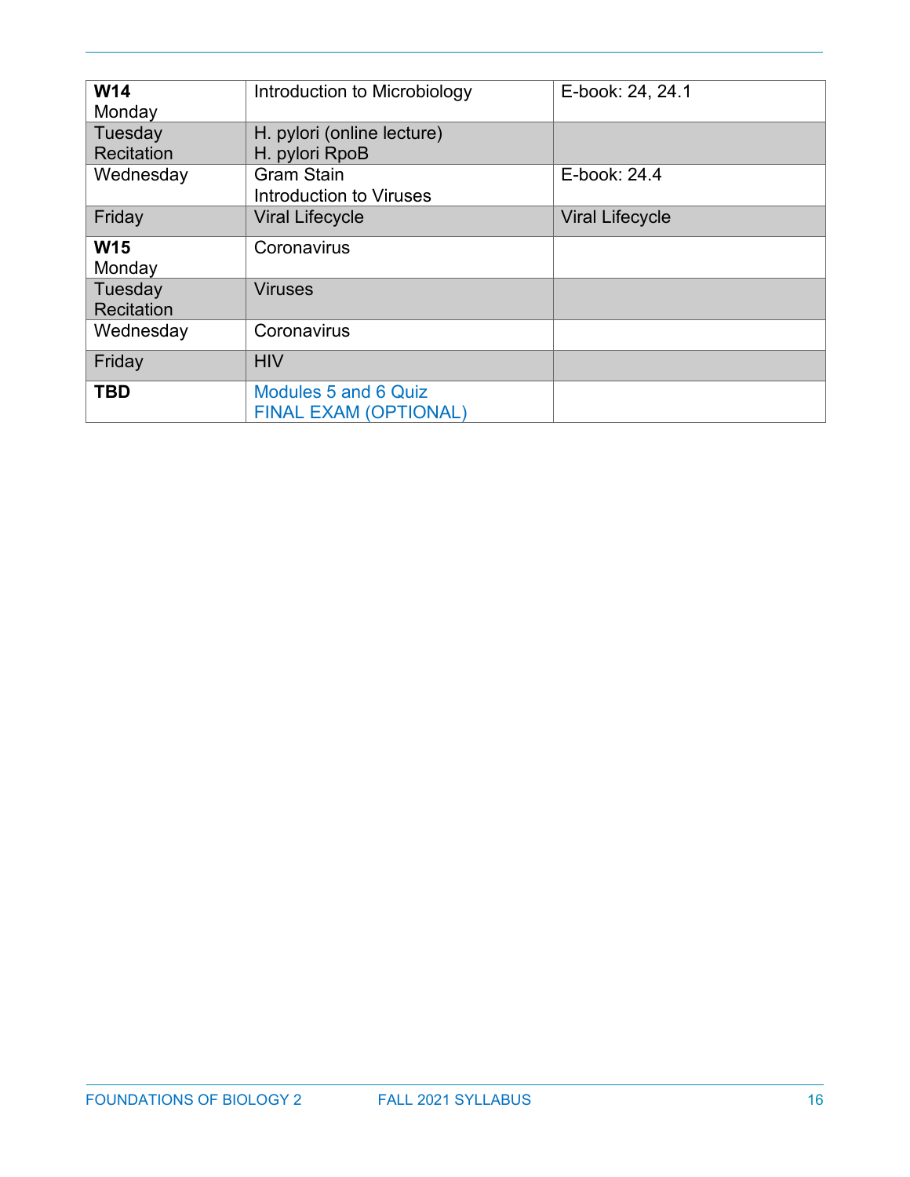| | | |
|---|---|---|
| **W14** Monday | Introduction to Microbiology | E-book: 24, 24.1 |
| Tuesday Recitation | H. pylori (online lecture) H. pylori RpoB | |
| Wednesday | Gram Stain Introduction to Viruses | E-book: 24.4 |
| Friday | Viral Lifecycle | Viral Lifecycle |
| **W15** Monday | Coronavirus | |
| Tuesday Recitation | Viruses | |
| Wednesday | Coronavirus | |
| Friday | HIV | |
| **TBD** | Modules 5 and 6 Quiz FINAL EXAM (OPTIONAL) | |